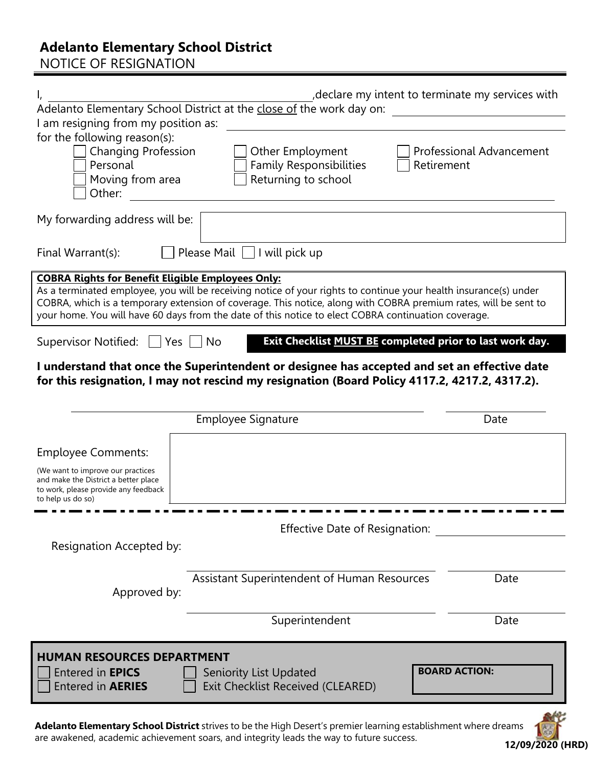# Adelanto Elementary School District

NOTICE OF RESIGNATION

I, ______________________________, declare my intent to terminate my services with Adelanto Elementary School District at the close of the work day on: ____________________

I am resigning from my position as: ______________________________

for the following reason(s):

- ☐ Changing Profession
- ☐ Other Employment
- ☐ Professional Advancement
- ☐ Personal
- ☐ Family Responsibilities
- ☐ Retirement
- ☐ Moving from area
- ☐ Returning to school
- ☐ Other: ______________________________

My forwarding address will be: ______________________________

Final Warrant(s): ☐ Please Mail ☐ I will pick up

**COBRA Rights for Benefit Eligible Employees Only:**
As a terminated employee, you will be receiving notice of your rights to continue your health insurance(s) under COBRA, which is a temporary extension of coverage. This notice, along with COBRA premium rates, will be sent to your home. You will have 60 days from the date of this notice to elect COBRA continuation coverage.

Supervisor Notified: ☐ Yes ☐ No

**Exit Checklist MUST BE completed prior to last work day.**

**I understand that once the Superintendent or designee has accepted and set an effective date for this resignation, I may not rescind my resignation (Board Policy 4117.2, 4217.2, 4317.2).**

______________________________ Employee Signature ____________ Date

Employee Comments: ______________________________

(We want to improve our practices and make the District a better place to work, please provide any feedback to help us do so)

---

Effective Date of Resignation: ____________________

Resignation Accepted by:

______________________________ Assistant Superintendent of Human Resources ____________ Date

Approved by:

______________________________ Superintendent ____________ Date

**HUMAN RESOURCES DEPARTMENT**

- ☐ Entered in **EPICS**
- ☐ Entered in **AERIES**
- ☐ Seniority List Updated
- ☐ Exit Checklist Received (CLEARED)

**BOARD ACTION:**

**Adelanto Elementary School District** strives to be the High Desert's premier learning establishment where dreams are awakened, academic achievement soars, and integrity leads the way to future success.

**12/09/2020 (HRD)**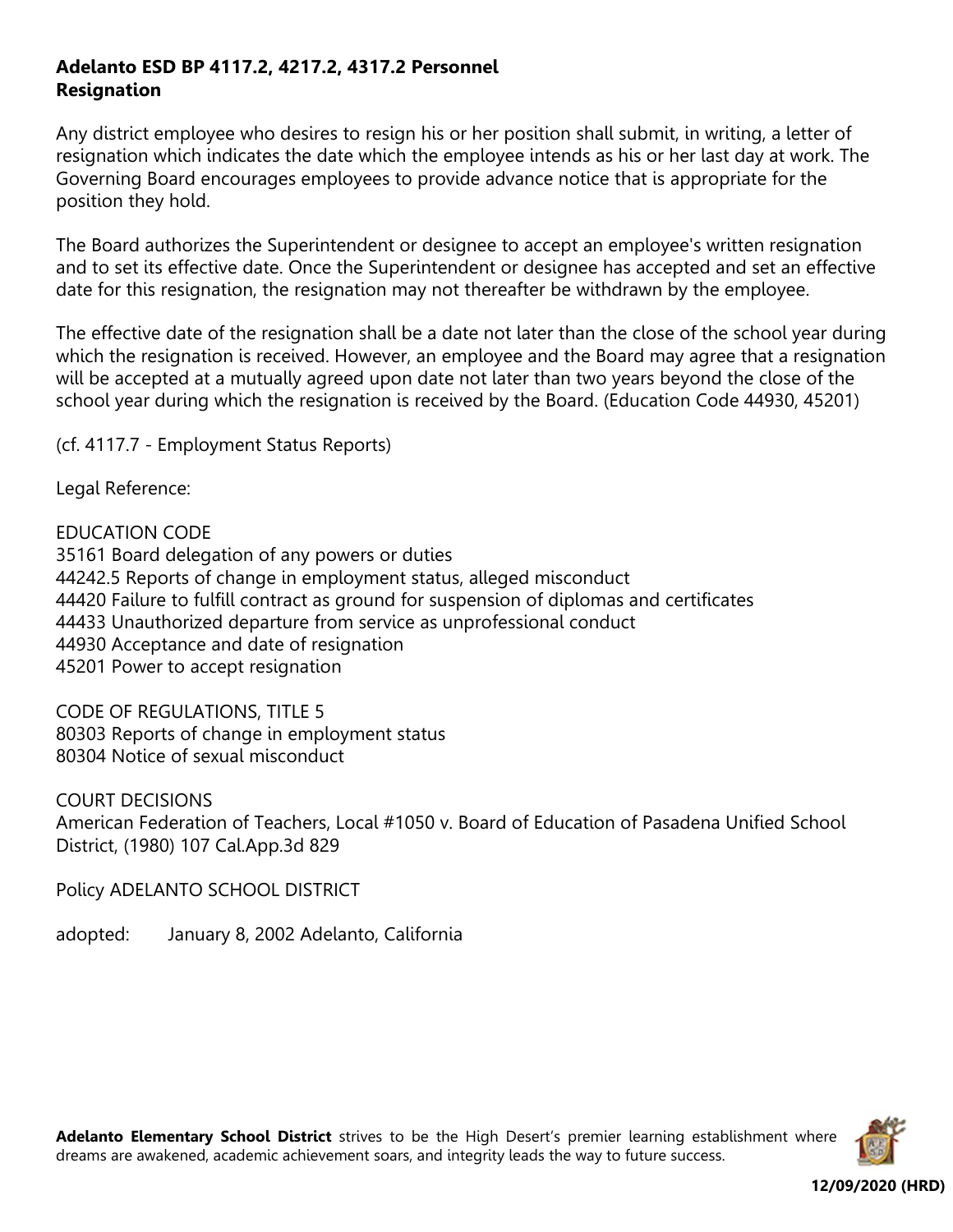**Adelanto ESD BP 4117.2, 4217.2, 4317.2 Personnel**
**Resignation**

Any district employee who desires to resign his or her position shall submit, in writing, a letter of resignation which indicates the date which the employee intends as his or her last day at work. The Governing Board encourages employees to provide advance notice that is appropriate for the position they hold.

The Board authorizes the Superintendent or designee to accept an employee's written resignation and to set its effective date. Once the Superintendent or designee has accepted and set an effective date for this resignation, the resignation may not thereafter be withdrawn by the employee.

The effective date of the resignation shall be a date not later than the close of the school year during which the resignation is received. However, an employee and the Board may agree that a resignation will be accepted at a mutually agreed upon date not later than two years beyond the close of the school year during which the resignation is received by the Board. (Education Code 44930, 45201)

(cf. 4117.7 - Employment Status Reports)

Legal Reference:

EDUCATION CODE
35161 Board delegation of any powers or duties
44242.5 Reports of change in employment status, alleged misconduct
44420 Failure to fulfill contract as ground for suspension of diplomas and certificates
44433 Unauthorized departure from service as unprofessional conduct
44930 Acceptance and date of resignation
45201 Power to accept resignation

CODE OF REGULATIONS, TITLE 5
80303 Reports of change in employment status
80304 Notice of sexual misconduct

COURT DECISIONS
American Federation of Teachers, Local #1050 v. Board of Education of Pasadena Unified School District, (1980) 107 Cal.App.3d 829

Policy ADELANTO SCHOOL DISTRICT

adopted: January 8, 2002 Adelanto, California